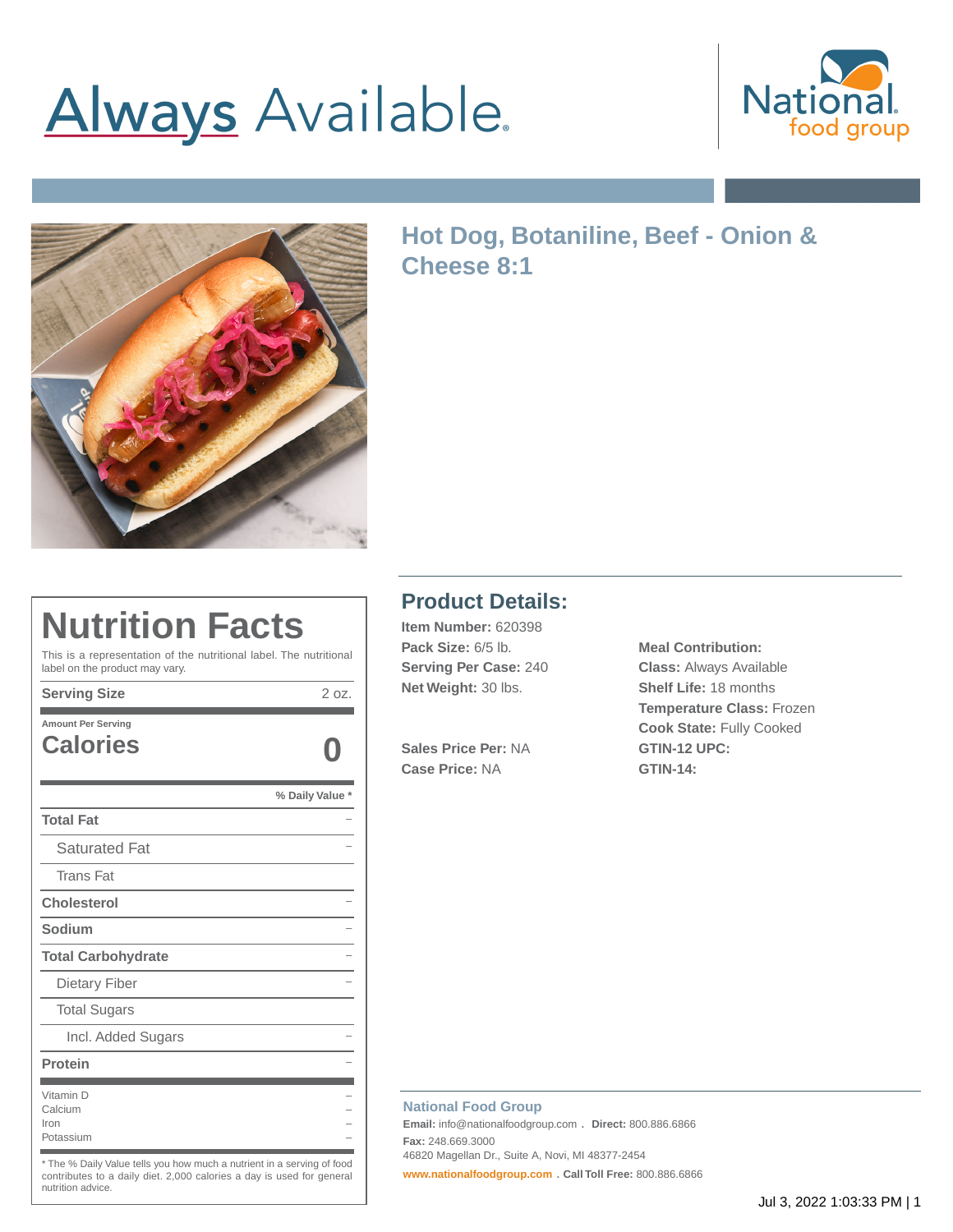# Always Available.

National food group

## Hot Dog, Botaniline, Beef - Onion & Cheese 8:1

# Nutrition Facts

This is a representation of the nutritional label. The nutritional label on the product may vary.

| **Serving Size** | 2 oz. |
|---|---|
| Amount Per Serving | |
| **Calories** | **0** |
| | **% Daily Value \*** |
| **Total Fat** | – |
| Saturated Fat | – |
| Trans Fat | |
| **Cholesterol** | – |
| **Sodium** | – |
| **Total Carbohydrate** | – |
| Dietary Fiber | – |
| Total Sugars | |
| Incl. Added Sugars | – |
| **Protein** | – |
| Vitamin D | – |
| Calcium | – |
| Iron | – |
| Potassium | – |

\* The % Daily Value tells you how much a nutrient in a serving of food contributes to a daily diet. 2,000 calories a day is used for general nutrition advice.

## Product Details:

**Item Number:** 620398
**Pack Size:** 6/5 lb.
**Serving Per Case:** 240
**Net Weight:** 30 lbs.

**Sales Price Per:** NA
**Case Price:** NA

**Meal Contribution:**
**Class:** Always Available
**Shelf Life:** 18 months
**Temperature Class:** Frozen
**Cook State:** Fully Cooked
**GTIN-12 UPC:**
**GTIN-14:**

**National Food Group**
**Email:** info@nationalfoodgroup.com . **Direct:** 800.886.6866
**Fax:** 248.669.3000
46820 Magellan Dr., Suite A, Novi, MI 48377-2454
**www.nationalfoodgroup.com** . **Call Toll Free:** 800.886.6866

Jul 3, 2022 1:03:33 PM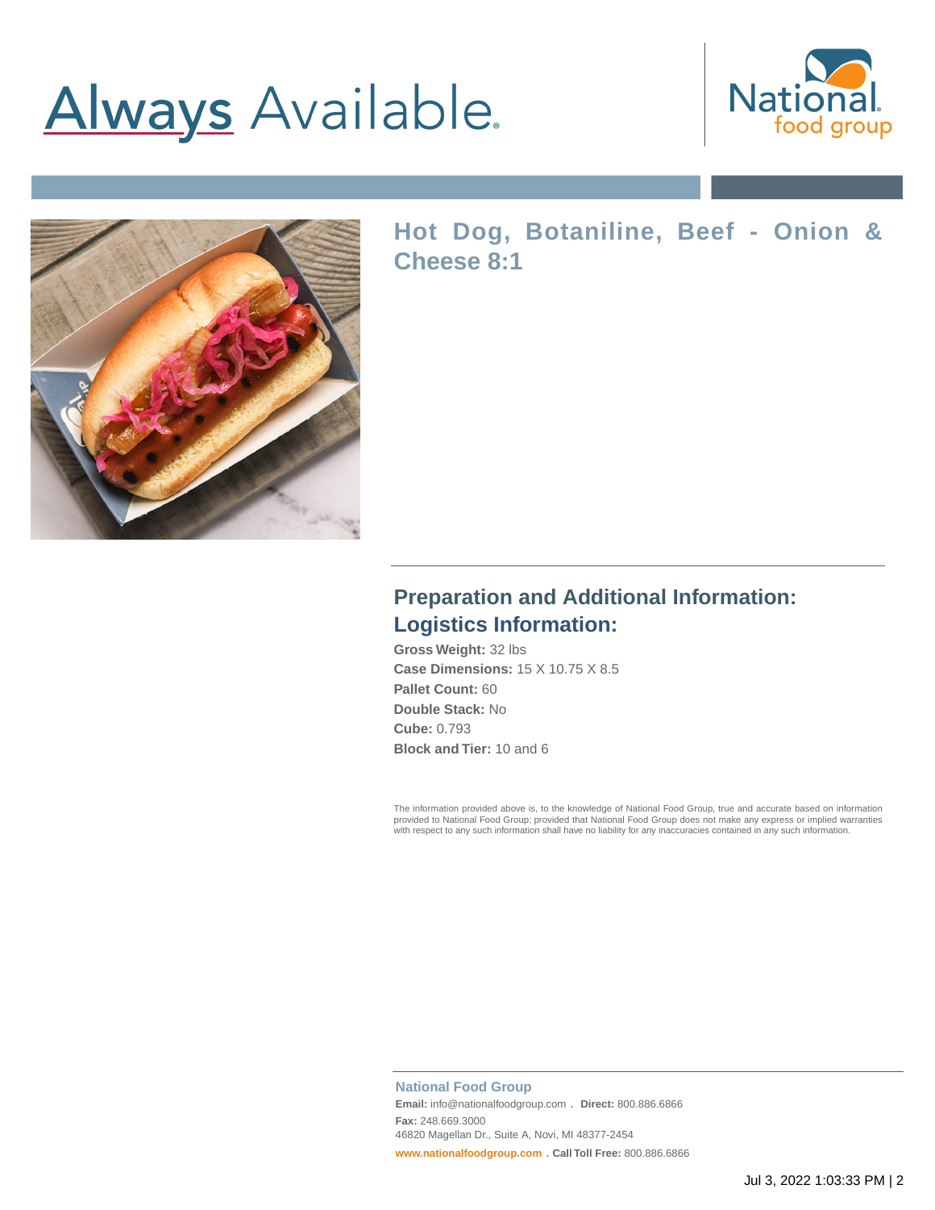Always Available.

National food group

## Hot Dog, Botaniline, Beef - Onion & Cheese 8:1

### Preparation and Additional Information:

### Logistics Information:

**Gross Weight:** 32 lbs
**Case Dimensions:** 15 X 10.75 X 8.5
**Pallet Count:** 60
**Double Stack:** No
**Cube:** 0.793
**Block and Tier:** 10 and 6

The information provided above is, to the knowledge of National Food Group, true and accurate based on information provided to National Food Group; provided that National Food Group does not make any express or implied warranties with respect to any such information shall have no liability for any inaccuracies contained in any such information.

**National Food Group**
**Email:** info@nationalfoodgroup.com . **Direct:** 800.886.6866
**Fax:** 248.669.3000
46820 Magellan Dr., Suite A, Novi, MI 48377-2454
**www.nationalfoodgroup.com** . **Call Toll Free:** 800.886.6866

Jul 3, 2022 1:03:33 PM